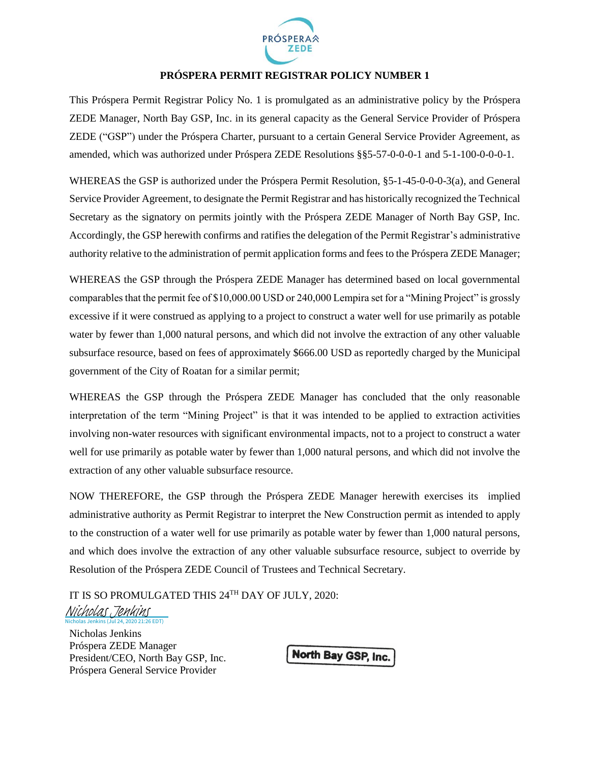# PRÓSPERA PERMIT REGISTRAR POLICY NUMBER 1

This Próspera Permit Registrar Policy No. 1 is promulgated as an administrative policy by the Próspera ZEDE Manager, North Bay GSP, Inc. in its general capacity as the General Service Provider of Próspera ZEDE ("GSP") under the Próspera Charter, pursuant to a certain General Service Provider Agreement, as amended, which was authorized under Próspera ZEDE Resolutions §§5-57-0-0-0-1 and 5-1-100-0-0-0-1.

WHEREAS the GSP is authorized under the Próspera Permit Resolution, §5-1-45-0-0-0-3(a), and General Service Provider Agreement, to designate the Permit Registrar and has historically recognized the Technical Secretary as the signatory on permits jointly with the Próspera ZEDE Manager of North Bay GSP, Inc. Accordingly, the GSP herewith confirms and ratifies the delegation of the Permit Registrar's administrative authority relative to the administration of permit application forms and fees to the Próspera ZEDE Manager;

WHEREAS the GSP through the Próspera ZEDE Manager has determined based on local governmental comparables that the permit fee of $10,000.00 USD or 240,000 Lempira set for a "Mining Project" is grossly excessive if it were construed as applying to a project to construct a water well for use primarily as potable water by fewer than 1,000 natural persons, and which did not involve the extraction of any other valuable subsurface resource, based on fees of approximately $666.00 USD as reportedly charged by the Municipal government of the City of Roatan for a similar permit;

WHEREAS the GSP through the Próspera ZEDE Manager has concluded that the only reasonable interpretation of the term "Mining Project" is that it was intended to be applied to extraction activities involving non-water resources with significant environmental impacts, not to a project to construct a water well for use primarily as potable water by fewer than 1,000 natural persons, and which did not involve the extraction of any other valuable subsurface resource.

NOW THEREFORE, the GSP through the Próspera ZEDE Manager herewith exercises its implied administrative authority as Permit Registrar to interpret the New Construction permit as intended to apply to the construction of a water well for use primarily as potable water by fewer than 1,000 natural persons, and which does involve the extraction of any other valuable subsurface resource, subject to override by Resolution of the Próspera ZEDE Council of Trustees and Technical Secretary.

IT IS SO PROMULGATED THIS 24TH DAY OF JULY, 2020:

Nicholas Jenkins
Nicholas Jenkins (Jul 24, 2020 21:26 EDT)

Nicholas Jenkins
Próspera ZEDE Manager
President/CEO, North Bay GSP, Inc.
Próspera General Service Provider

North Bay GSP, Inc.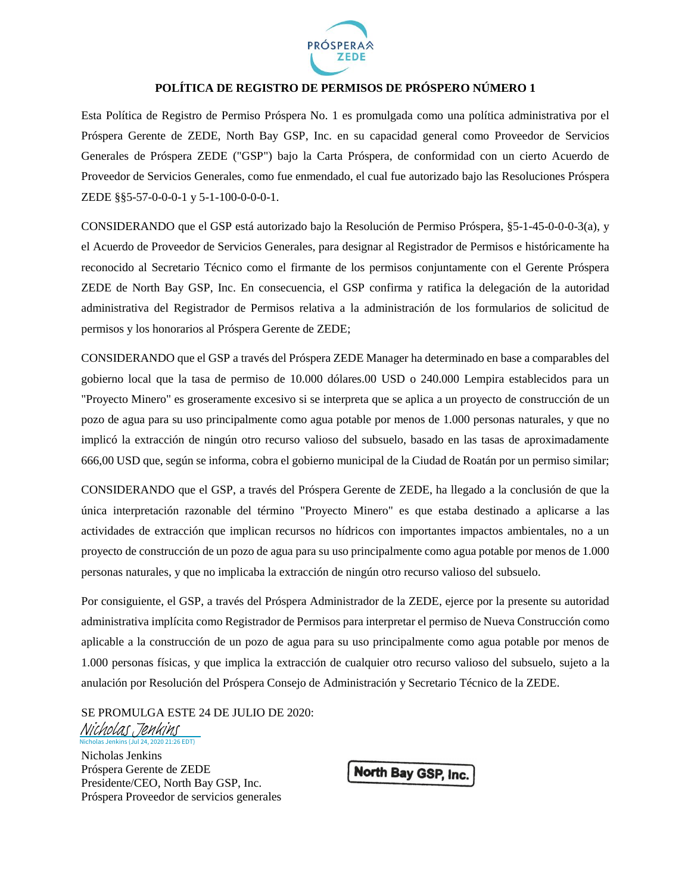# POLÍTICA DE REGISTRO DE PERMISOS DE PRÓSPERO NÚMERO 1

Esta Política de Registro de Permiso Próspera No. 1 es promulgada como una política administrativa por el Próspera Gerente de ZEDE, North Bay GSP, Inc. en su capacidad general como Proveedor de Servicios Generales de Próspera ZEDE ("GSP") bajo la Carta Próspera, de conformidad con un cierto Acuerdo de Proveedor de Servicios Generales, como fue enmendado, el cual fue autorizado bajo las Resoluciones Próspera ZEDE §§5-57-0-0-0-1 y 5-1-100-0-0-0-1.

CONSIDERANDO que el GSP está autorizado bajo la Resolución de Permiso Próspera, §5-1-45-0-0-0-3(a), y el Acuerdo de Proveedor de Servicios Generales, para designar al Registrador de Permisos e históricamente ha reconocido al Secretario Técnico como el firmante de los permisos conjuntamente con el Gerente Próspera ZEDE de North Bay GSP, Inc. En consecuencia, el GSP confirma y ratifica la delegación de la autoridad administrativa del Registrador de Permisos relativa a la administración de los formularios de solicitud de permisos y los honorarios al Próspera Gerente de ZEDE;

CONSIDERANDO que el GSP a través del Próspera ZEDE Manager ha determinado en base a comparables del gobierno local que la tasa de permiso de 10.000 dólares.00 USD o 240.000 Lempira establecidos para un "Proyecto Minero" es groseramente excesivo si se interpreta que se aplica a un proyecto de construcción de un pozo de agua para su uso principalmente como agua potable por menos de 1.000 personas naturales, y que no implicó la extracción de ningún otro recurso valioso del subsuelo, basado en las tasas de aproximadamente 666,00 USD que, según se informa, cobra el gobierno municipal de la Ciudad de Roatán por un permiso similar;

CONSIDERANDO que el GSP, a través del Próspera Gerente de ZEDE, ha llegado a la conclusión de que la única interpretación razonable del término "Proyecto Minero" es que estaba destinado a aplicarse a las actividades de extracción que implican recursos no hídricos con importantes impactos ambientales, no a un proyecto de construcción de un pozo de agua para su uso principalmente como agua potable por menos de 1.000 personas naturales, y que no implicaba la extracción de ningún otro recurso valioso del subsuelo.

Por consiguiente, el GSP, a través del Próspera Administrador de la ZEDE, ejerce por la presente su autoridad administrativa implícita como Registrador de Permisos para interpretar el permiso de Nueva Construcción como aplicable a la construcción de un pozo de agua para su uso principalmente como agua potable por menos de 1.000 personas físicas, y que implica la extracción de cualquier otro recurso valioso del subsuelo, sujeto a la anulación por Resolución del Próspera Consejo de Administración y Secretario Técnico de la ZEDE.

SE PROMULGA ESTE 24 DE JULIO DE 2020:

*Nicholas Jenkins*
Nicholas Jenkins (Jul 24, 2020 21:26 EDT)

Nicholas Jenkins
Próspera Gerente de ZEDE
Presidente/CEO, North Bay GSP, Inc.
Próspera Proveedor de servicios generales

North Bay GSP, Inc.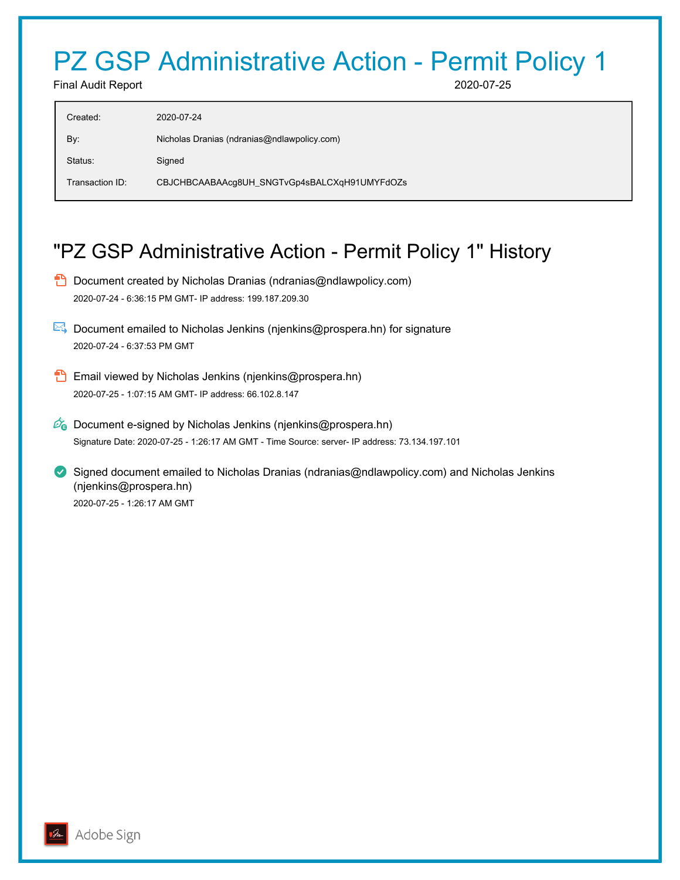# PZ GSP Administrative Action - Permit Policy 1

Final Audit Report 2020-07-25

| | |
|---|---|
| Created: | 2020-07-24 |
| By: | Nicholas Dranias (ndranias@ndlawpolicy.com) |
| Status: | Signed |
| Transaction ID: | CBJCHBCAABAAcg8UH_SNGTvGp4sBALCXqH91UMYFdOZs |

## "PZ GSP Administrative Action - Permit Policy 1" History

- Document created by Nicholas Dranias (ndranias@ndlawpolicy.com)
  2020-07-24 - 6:36:15 PM GMT- IP address: 199.187.209.30

- Document emailed to Nicholas Jenkins (njenkins@prospera.hn) for signature
  2020-07-24 - 6:37:53 PM GMT

- Email viewed by Nicholas Jenkins (njenkins@prospera.hn)
  2020-07-25 - 1:07:15 AM GMT- IP address: 66.102.8.147

- Document e-signed by Nicholas Jenkins (njenkins@prospera.hn)
  Signature Date: 2020-07-25 - 1:26:17 AM GMT - Time Source: server- IP address: 73.134.197.101

- Signed document emailed to Nicholas Dranias (ndranias@ndlawpolicy.com) and Nicholas Jenkins (njenkins@prospera.hn)
  2020-07-25 - 1:26:17 AM GMT

Adobe Sign